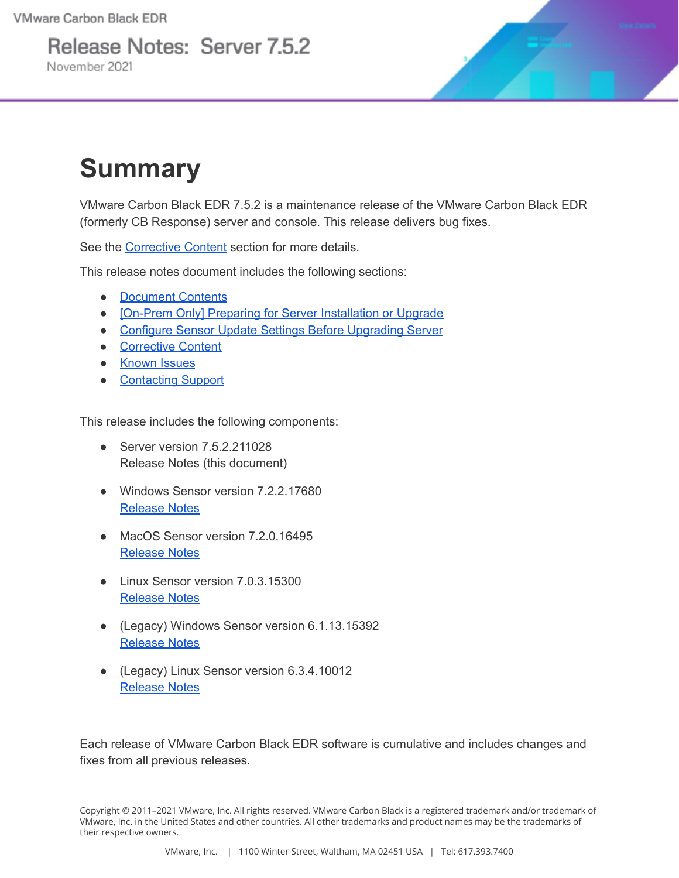VMware Carbon Black EDR

# Release Notes: Server 7.5.2

November 2021

# Summary

VMware Carbon Black EDR 7.5.2 is a maintenance release of the VMware Carbon Black EDR (formerly CB Response) server and console. This release delivers bug fixes.

See the Corrective Content section for more details.

This release notes document includes the following sections:

- Document Contents
- [On-Prem Only] Preparing for Server Installation or Upgrade
- Configure Sensor Update Settings Before Upgrading Server
- Corrective Content
- Known Issues
- Contacting Support

This release includes the following components:

- Server version 7.5.2.211028
  Release Notes (this document)
- Windows Sensor version 7.2.2.17680
  Release Notes
- MacOS Sensor version 7.2.0.16495
  Release Notes
- Linux Sensor version 7.0.3.15300
  Release Notes
- (Legacy) Windows Sensor version 6.1.13.15392
  Release Notes
- (Legacy) Linux Sensor version 6.3.4.10012
  Release Notes

Each release of VMware Carbon Black EDR software is cumulative and includes changes and fixes from all previous releases.

Copyright © 2011–2021 VMware, Inc. All rights reserved. VMware Carbon Black is a registered trademark and/or trademark of VMware, Inc. in the United States and other countries. All other trademarks and product names may be the trademarks of their respective owners.

VMware, Inc. | 1100 Winter Street, Waltham, MA 02451 USA | Tel: 617.393.7400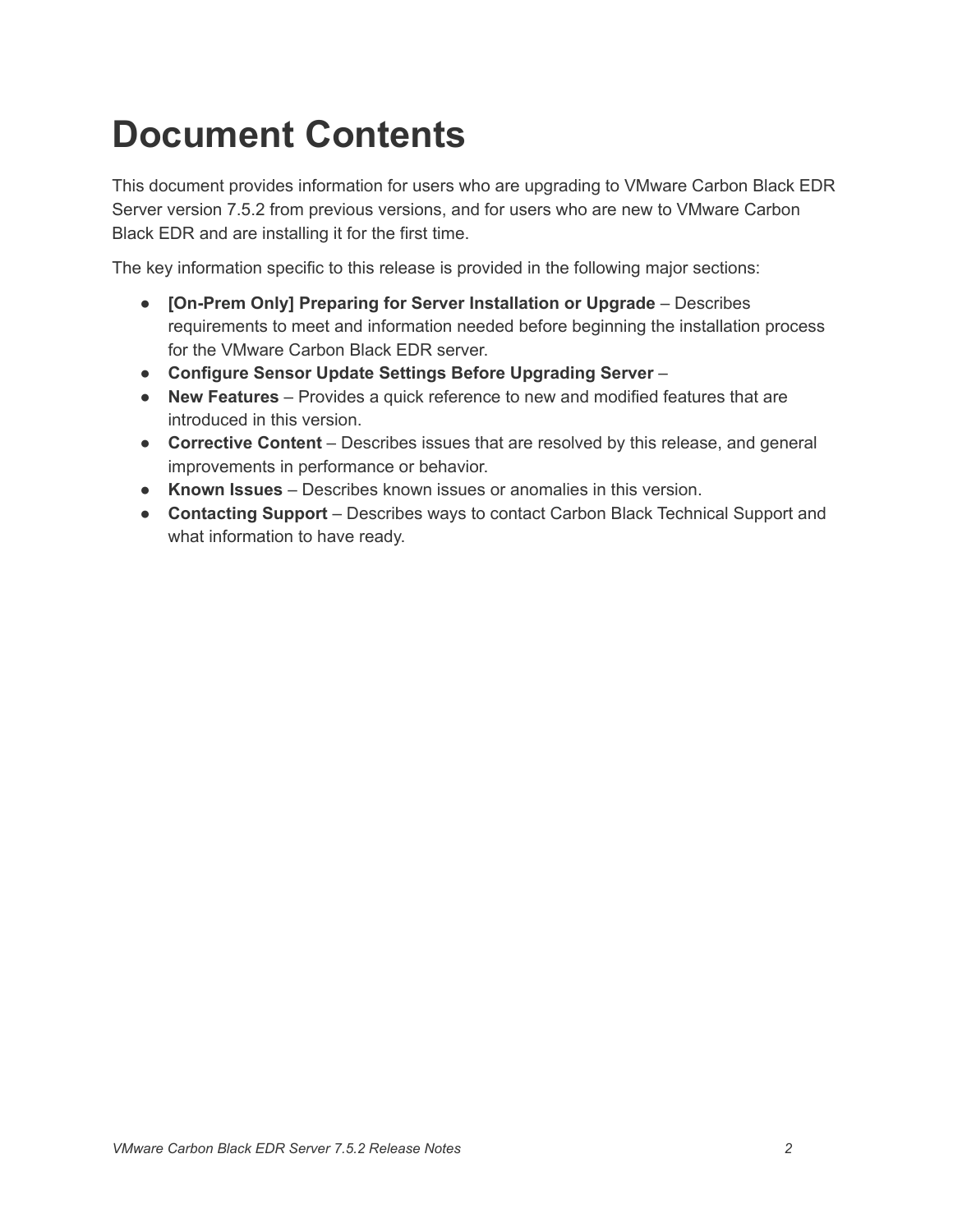# Document Contents

This document provides information for users who are upgrading to VMware Carbon Black EDR Server version 7.5.2 from previous versions, and for users who are new to VMware Carbon Black EDR and are installing it for the first time.

The key information specific to this release is provided in the following major sections:

- **[On-Prem Only] Preparing for Server Installation or Upgrade** – Describes requirements to meet and information needed before beginning the installation process for the VMware Carbon Black EDR server.
- **Configure Sensor Update Settings Before Upgrading Server** –
- **New Features** – Provides a quick reference to new and modified features that are introduced in this version.
- **Corrective Content** – Describes issues that are resolved by this release, and general improvements in performance or behavior.
- **Known Issues** – Describes known issues or anomalies in this version.
- **Contacting Support** – Describes ways to contact Carbon Black Technical Support and what information to have ready.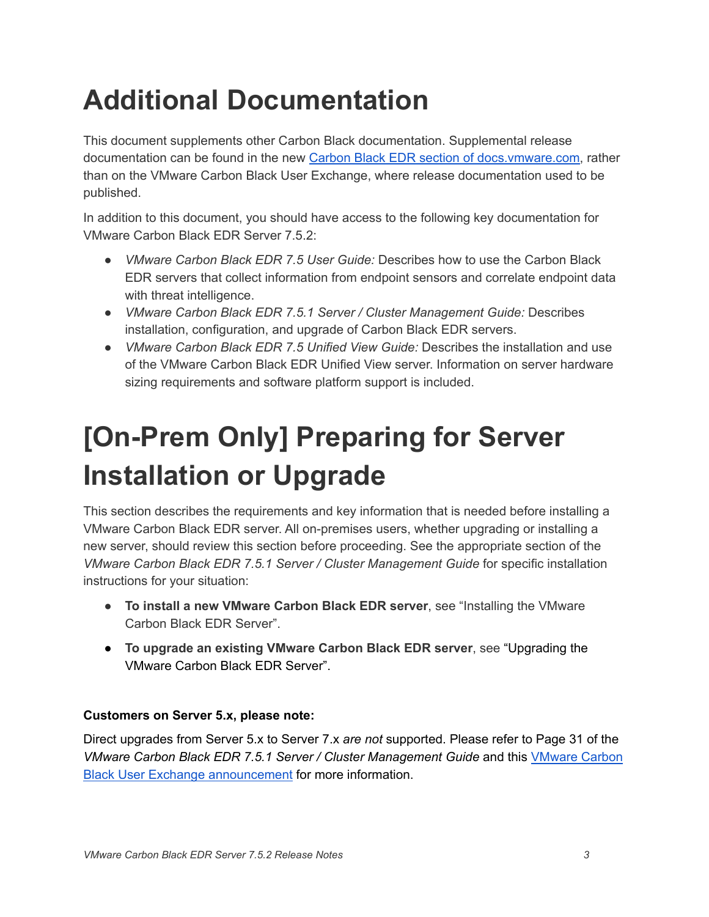# Additional Documentation

This document supplements other Carbon Black documentation. Supplemental release documentation can be found in the new Carbon Black EDR section of docs.vmware.com, rather than on the VMware Carbon Black User Exchange, where release documentation used to be published.

In addition to this document, you should have access to the following key documentation for VMware Carbon Black EDR Server 7.5.2:

- *VMware Carbon Black EDR 7.5 User Guide:* Describes how to use the Carbon Black EDR servers that collect information from endpoint sensors and correlate endpoint data with threat intelligence.
- *VMware Carbon Black EDR 7.5.1 Server / Cluster Management Guide:* Describes installation, configuration, and upgrade of Carbon Black EDR servers.
- *VMware Carbon Black EDR 7.5 Unified View Guide:* Describes the installation and use of the VMware Carbon Black EDR Unified View server. Information on server hardware sizing requirements and software platform support is included.

# [On-Prem Only] Preparing for Server Installation or Upgrade

This section describes the requirements and key information that is needed before installing a VMware Carbon Black EDR server. All on-premises users, whether upgrading or installing a new server, should review this section before proceeding. See the appropriate section of the *VMware Carbon Black EDR 7.5.1 Server / Cluster Management Guide* for specific installation instructions for your situation:

- **To install a new VMware Carbon Black EDR server**, see "Installing the VMware Carbon Black EDR Server".
- **To upgrade an existing VMware Carbon Black EDR server**, see "Upgrading the VMware Carbon Black EDR Server".

**Customers on Server 5.x, please note:**

Direct upgrades from Server 5.x to Server 7.x *are not* supported. Please refer to Page 31 of the *VMware Carbon Black EDR 7.5.1 Server / Cluster Management Guide* and this VMware Carbon Black User Exchange announcement for more information.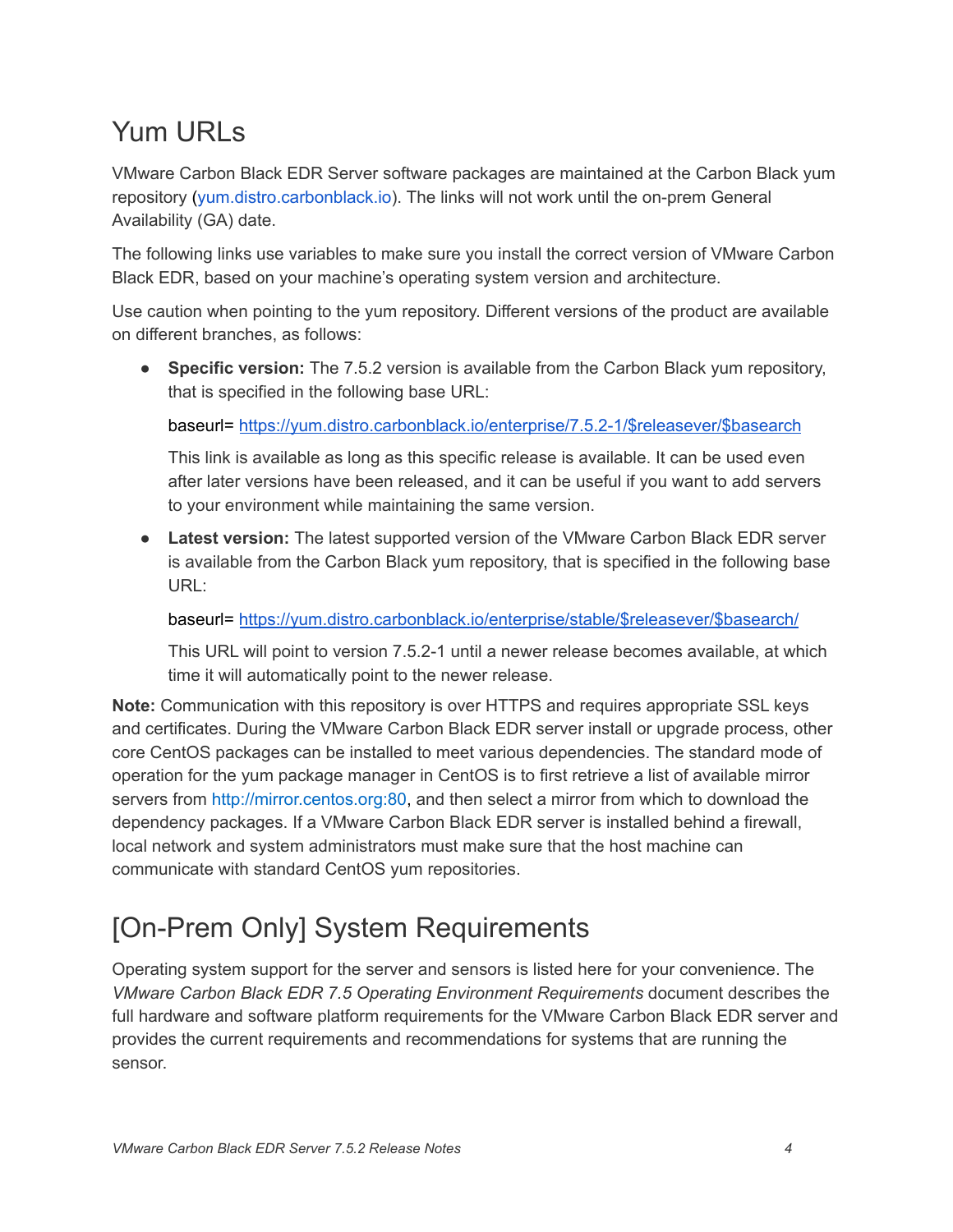# Yum URLs

VMware Carbon Black EDR Server software packages are maintained at the Carbon Black yum repository (yum.distro.carbonblack.io). The links will not work until the on-prem General Availability (GA) date.

The following links use variables to make sure you install the correct version of VMware Carbon Black EDR, based on your machine's operating system version and architecture.

Use caution when pointing to the yum repository. Different versions of the product are available on different branches, as follows:

- **Specific version:** The 7.5.2 version is available from the Carbon Black yum repository, that is specified in the following base URL:

  baseurl= https://yum.distro.carbonblack.io/enterprise/7.5.2-1/$releasever/$basearch

  This link is available as long as this specific release is available. It can be used even after later versions have been released, and it can be useful if you want to add servers to your environment while maintaining the same version.

- **Latest version:** The latest supported version of the VMware Carbon Black EDR server is available from the Carbon Black yum repository, that is specified in the following base URL:

  baseurl= https://yum.distro.carbonblack.io/enterprise/stable/$releasever/$basearch/

  This URL will point to version 7.5.2-1 until a newer release becomes available, at which time it will automatically point to the newer release.

**Note:** Communication with this repository is over HTTPS and requires appropriate SSL keys and certificates. During the VMware Carbon Black EDR server install or upgrade process, other core CentOS packages can be installed to meet various dependencies. The standard mode of operation for the yum package manager in CentOS is to first retrieve a list of available mirror servers from http://mirror.centos.org:80, and then select a mirror from which to download the dependency packages. If a VMware Carbon Black EDR server is installed behind a firewall, local network and system administrators must make sure that the host machine can communicate with standard CentOS yum repositories.

# [On-Prem Only] System Requirements

Operating system support for the server and sensors is listed here for your convenience. The *VMware Carbon Black EDR 7.5 Operating Environment Requirements* document describes the full hardware and software platform requirements for the VMware Carbon Black EDR server and provides the current requirements and recommendations for systems that are running the sensor.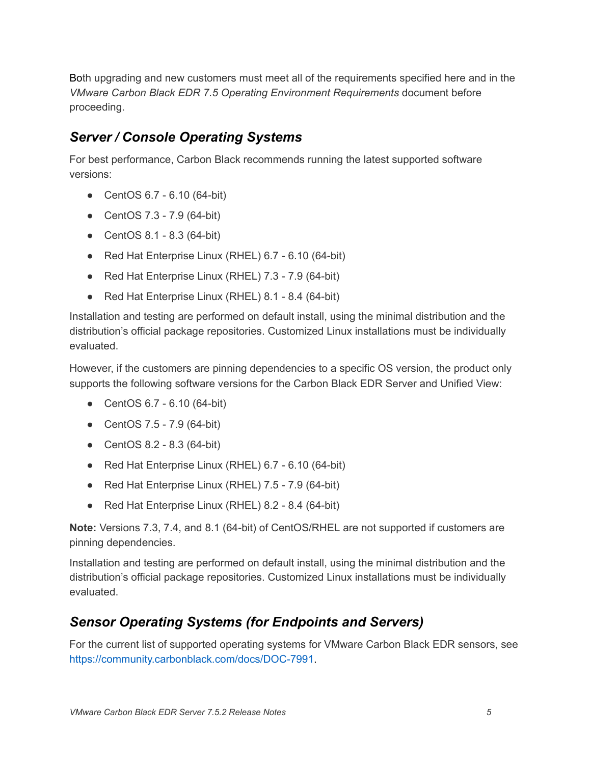Both upgrading and new customers must meet all of the requirements specified here and in the *VMware Carbon Black EDR 7.5 Operating Environment Requirements* document before proceeding.

## *Server / Console Operating Systems*

For best performance, Carbon Black recommends running the latest supported software versions:

- CentOS 6.7 - 6.10 (64-bit)
- CentOS 7.3 - 7.9 (64-bit)
- CentOS 8.1 - 8.3 (64-bit)
- Red Hat Enterprise Linux (RHEL) 6.7 - 6.10 (64-bit)
- Red Hat Enterprise Linux (RHEL) 7.3 - 7.9 (64-bit)
- Red Hat Enterprise Linux (RHEL) 8.1 - 8.4 (64-bit)

Installation and testing are performed on default install, using the minimal distribution and the distribution's official package repositories. Customized Linux installations must be individually evaluated.

However, if the customers are pinning dependencies to a specific OS version, the product only supports the following software versions for the Carbon Black EDR Server and Unified View:

- CentOS 6.7 - 6.10 (64-bit)
- CentOS 7.5 - 7.9 (64-bit)
- CentOS 8.2 - 8.3 (64-bit)
- Red Hat Enterprise Linux (RHEL) 6.7 - 6.10 (64-bit)
- Red Hat Enterprise Linux (RHEL) 7.5 - 7.9 (64-bit)
- Red Hat Enterprise Linux (RHEL) 8.2 - 8.4 (64-bit)

**Note:** Versions 7.3, 7.4, and 8.1 (64-bit) of CentOS/RHEL are not supported if customers are pinning dependencies.

Installation and testing are performed on default install, using the minimal distribution and the distribution's official package repositories. Customized Linux installations must be individually evaluated.

## *Sensor Operating Systems (for Endpoints and Servers)*

For the current list of supported operating systems for VMware Carbon Black EDR sensors, see https://community.carbonblack.com/docs/DOC-7991.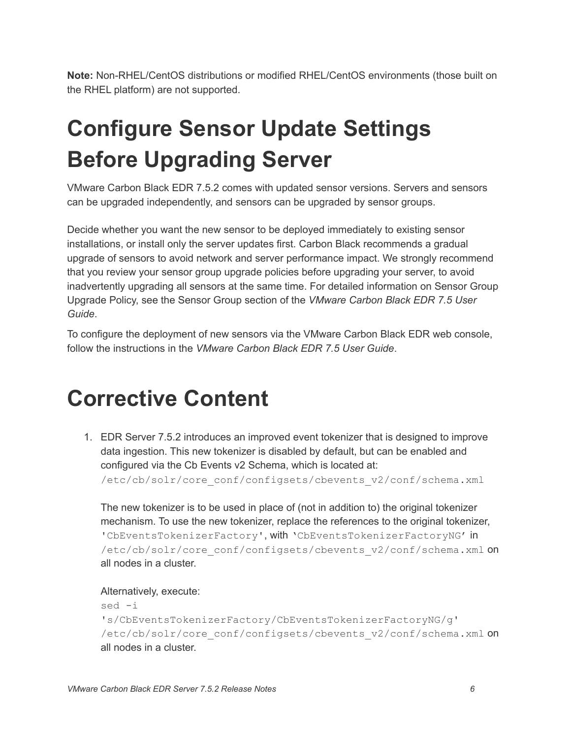**Note:** Non-RHEL/CentOS distributions or modified RHEL/CentOS environments (those built on the RHEL platform) are not supported.

# Configure Sensor Update Settings Before Upgrading Server

VMware Carbon Black EDR 7.5.2 comes with updated sensor versions. Servers and sensors can be upgraded independently, and sensors can be upgraded by sensor groups.

Decide whether you want the new sensor to be deployed immediately to existing sensor installations, or install only the server updates first. Carbon Black recommends a gradual upgrade of sensors to avoid network and server performance impact. We strongly recommend that you review your sensor group upgrade policies before upgrading your server, to avoid inadvertently upgrading all sensors at the same time. For detailed information on Sensor Group Upgrade Policy, see the Sensor Group section of the *VMware Carbon Black EDR 7.5 User Guide*.

To configure the deployment of new sensors via the VMware Carbon Black EDR web console, follow the instructions in the *VMware Carbon Black EDR 7.5 User Guide*.

# Corrective Content

1. EDR Server 7.5.2 introduces an improved event tokenizer that is designed to improve data ingestion. This new tokenizer is disabled by default, but can be enabled and configured via the Cb Events v2 Schema, which is located at: `/etc/cb/solr/core_conf/configsets/cbevents_v2/conf/schema.xml`

   The new tokenizer is to be used in place of (not in addition to) the original tokenizer mechanism. To use the new tokenizer, replace the references to the original tokenizer, `'CbEventsTokenizerFactory'`, with `'CbEventsTokenizerFactoryNG'` in `/etc/cb/solr/core_conf/configsets/cbevents_v2/conf/schema.xml` on all nodes in a cluster.

   Alternatively, execute:
   ```
   sed -i
   's/CbEventsTokenizerFactory/CbEventsTokenizerFactoryNG/g'
   /etc/cb/solr/core_conf/configsets/cbevents_v2/conf/schema.xml
   ```
   on all nodes in a cluster.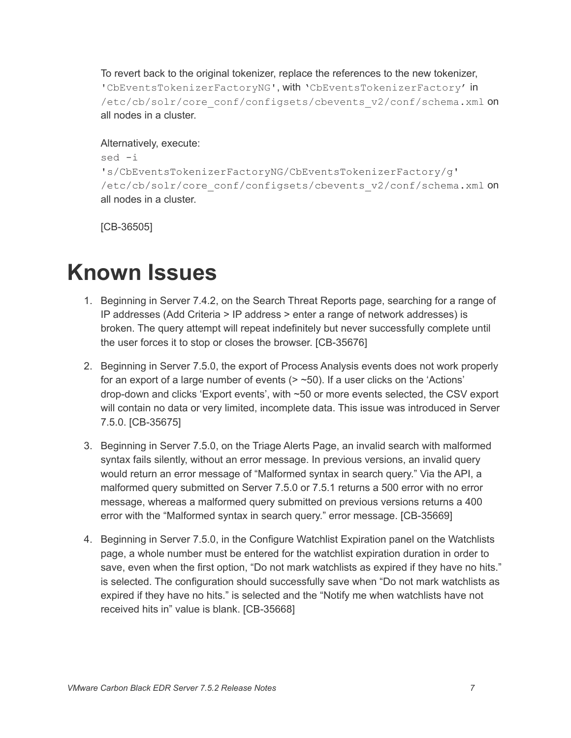To revert back to the original tokenizer, replace the references to the new tokenizer, `'CbEventsTokenizerFactoryNG'`, with `'CbEventsTokenizerFactory'` in `/etc/cb/solr/core_conf/configsets/cbevents_v2/conf/schema.xml` on all nodes in a cluster.

Alternatively, execute:

```
sed -i
's/CbEventsTokenizerFactoryNG/CbEventsTokenizerFactory/g'
/etc/cb/solr/core_conf/configsets/cbevents_v2/conf/schema.xml
```

on all nodes in a cluster.

[CB-36505]

# Known Issues

1. Beginning in Server 7.4.2, on the Search Threat Reports page, searching for a range of IP addresses (Add Criteria > IP address > enter a range of network addresses) is broken. The query attempt will repeat indefinitely but never successfully complete until the user forces it to stop or closes the browser. [CB-35676]

2. Beginning in Server 7.5.0, the export of Process Analysis events does not work properly for an export of a large number of events (> ~50). If a user clicks on the 'Actions' drop-down and clicks 'Export events', with ~50 or more events selected, the CSV export will contain no data or very limited, incomplete data. This issue was introduced in Server 7.5.0. [CB-35675]

3. Beginning in Server 7.5.0, on the Triage Alerts Page, an invalid search with malformed syntax fails silently, without an error message. In previous versions, an invalid query would return an error message of "Malformed syntax in search query." Via the API, a malformed query submitted on Server 7.5.0 or 7.5.1 returns a 500 error with no error message, whereas a malformed query submitted on previous versions returns a 400 error with the "Malformed syntax in search query." error message. [CB-35669]

4. Beginning in Server 7.5.0, in the Configure Watchlist Expiration panel on the Watchlists page, a whole number must be entered for the watchlist expiration duration in order to save, even when the first option, "Do not mark watchlists as expired if they have no hits." is selected. The configuration should successfully save when "Do not mark watchlists as expired if they have no hits." is selected and the "Notify me when watchlists have not received hits in" value is blank. [CB-35668]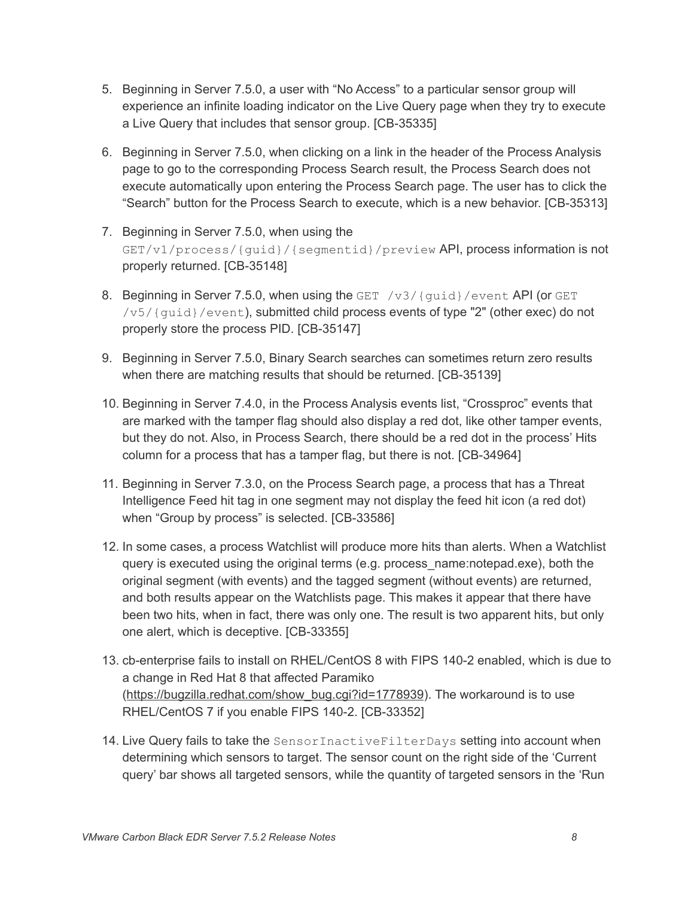5. Beginning in Server 7.5.0, a user with “No Access” to a particular sensor group will experience an infinite loading indicator on the Live Query page when they try to execute a Live Query that includes that sensor group. [CB-35335]

6. Beginning in Server 7.5.0, when clicking on a link in the header of the Process Analysis page to go to the corresponding Process Search result, the Process Search does not execute automatically upon entering the Process Search page. The user has to click the “Search” button for the Process Search to execute, which is a new behavior. [CB-35313]

7. Beginning in Server 7.5.0, when using the `GET/v1/process/{guid}/{segmentid}/preview` API, process information is not properly returned. [CB-35148]

8. Beginning in Server 7.5.0, when using the `GET /v3/{guid}/event` API (or `GET /v5/{guid}/event`), submitted child process events of type "2" (other exec) do not properly store the process PID. [CB-35147]

9. Beginning in Server 7.5.0, Binary Search searches can sometimes return zero results when there are matching results that should be returned. [CB-35139]

10. Beginning in Server 7.4.0, in the Process Analysis events list, “Crossproc” events that are marked with the tamper flag should also display a red dot, like other tamper events, but they do not. Also, in Process Search, there should be a red dot in the process’ Hits column for a process that has a tamper flag, but there is not. [CB-34964]

11. Beginning in Server 7.3.0, on the Process Search page, a process that has a Threat Intelligence Feed hit tag in one segment may not display the feed hit icon (a red dot) when “Group by process” is selected. [CB-33586]

12. In some cases, a process Watchlist will produce more hits than alerts. When a Watchlist query is executed using the original terms (e.g. process_name:notepad.exe), both the original segment (with events) and the tagged segment (without events) are returned, and both results appear on the Watchlists page. This makes it appear that there have been two hits, when in fact, there was only one. The result is two apparent hits, but only one alert, which is deceptive. [CB-33355]

13. cb-enterprise fails to install on RHEL/CentOS 8 with FIPS 140-2 enabled, which is due to a change in Red Hat 8 that affected Paramiko (https://bugzilla.redhat.com/show_bug.cgi?id=1778939). The workaround is to use RHEL/CentOS 7 if you enable FIPS 140-2. [CB-33352]

14. Live Query fails to take the `SensorInactiveFilterDays` setting into account when determining which sensors to target. The sensor count on the right side of the ‘Current query’ bar shows all targeted sensors, while the quantity of targeted sensors in the ‘Run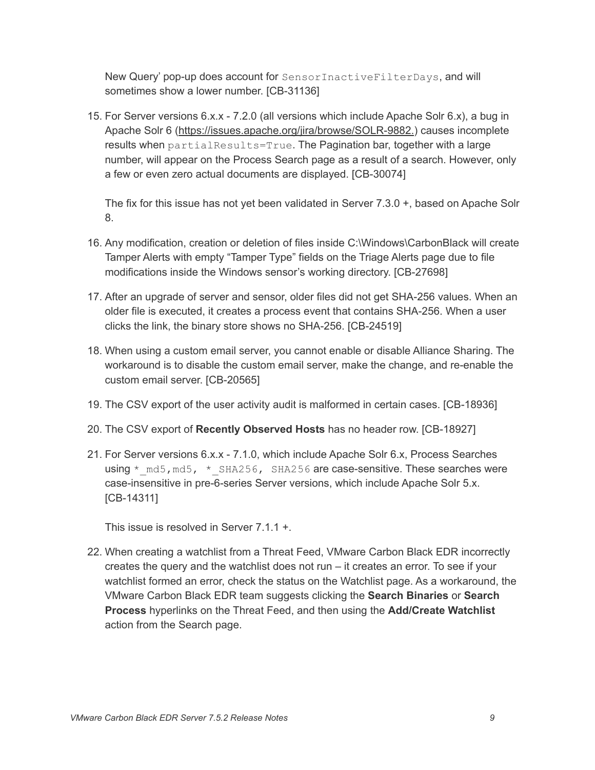New Query' pop-up does account for `SensorInactiveFilterDays`, and will sometimes show a lower number. [CB-31136]

15. For Server versions 6.x.x - 7.2.0 (all versions which include Apache Solr 6.x), a bug in Apache Solr 6 ([https://issues.apache.org/jira/browse/SOLR-9882.](https://issues.apache.org/jira/browse/SOLR-9882.)) causes incomplete results when `partialResults=True`. The Pagination bar, together with a large number, will appear on the Process Search page as a result of a search. However, only a few or even zero actual documents are displayed. [CB-30074]

    The fix for this issue has not yet been validated in Server 7.3.0 +, based on Apache Solr 8.

16. Any modification, creation or deletion of files inside C:\Windows\CarbonBlack will create Tamper Alerts with empty "Tamper Type" fields on the Triage Alerts page due to file modifications inside the Windows sensor's working directory. [CB-27698]

17. After an upgrade of server and sensor, older files did not get SHA-256 values. When an older file is executed, it creates a process event that contains SHA-256. When a user clicks the link, the binary store shows no SHA-256. [CB-24519]

18. When using a custom email server, you cannot enable or disable Alliance Sharing. The workaround is to disable the custom email server, make the change, and re-enable the custom email server. [CB-20565]

19. The CSV export of the user activity audit is malformed in certain cases. [CB-18936]

20. The CSV export of **Recently Observed Hosts** has no header row. [CB-18927]

21. For Server versions 6.x.x - 7.1.0, which include Apache Solr 6.x, Process Searches using `*_md5,md5, *_SHA256, SHA256` are case-sensitive. These searches were case-insensitive in pre-6-series Server versions, which include Apache Solr 5.x. [CB-14311]

    This issue is resolved in Server 7.1.1 +.

22. When creating a watchlist from a Threat Feed, VMware Carbon Black EDR incorrectly creates the query and the watchlist does not run – it creates an error. To see if your watchlist formed an error, check the status on the Watchlist page. As a workaround, the VMware Carbon Black EDR team suggests clicking the **Search Binaries** or **Search Process** hyperlinks on the Threat Feed, and then using the **Add/Create Watchlist** action from the Search page.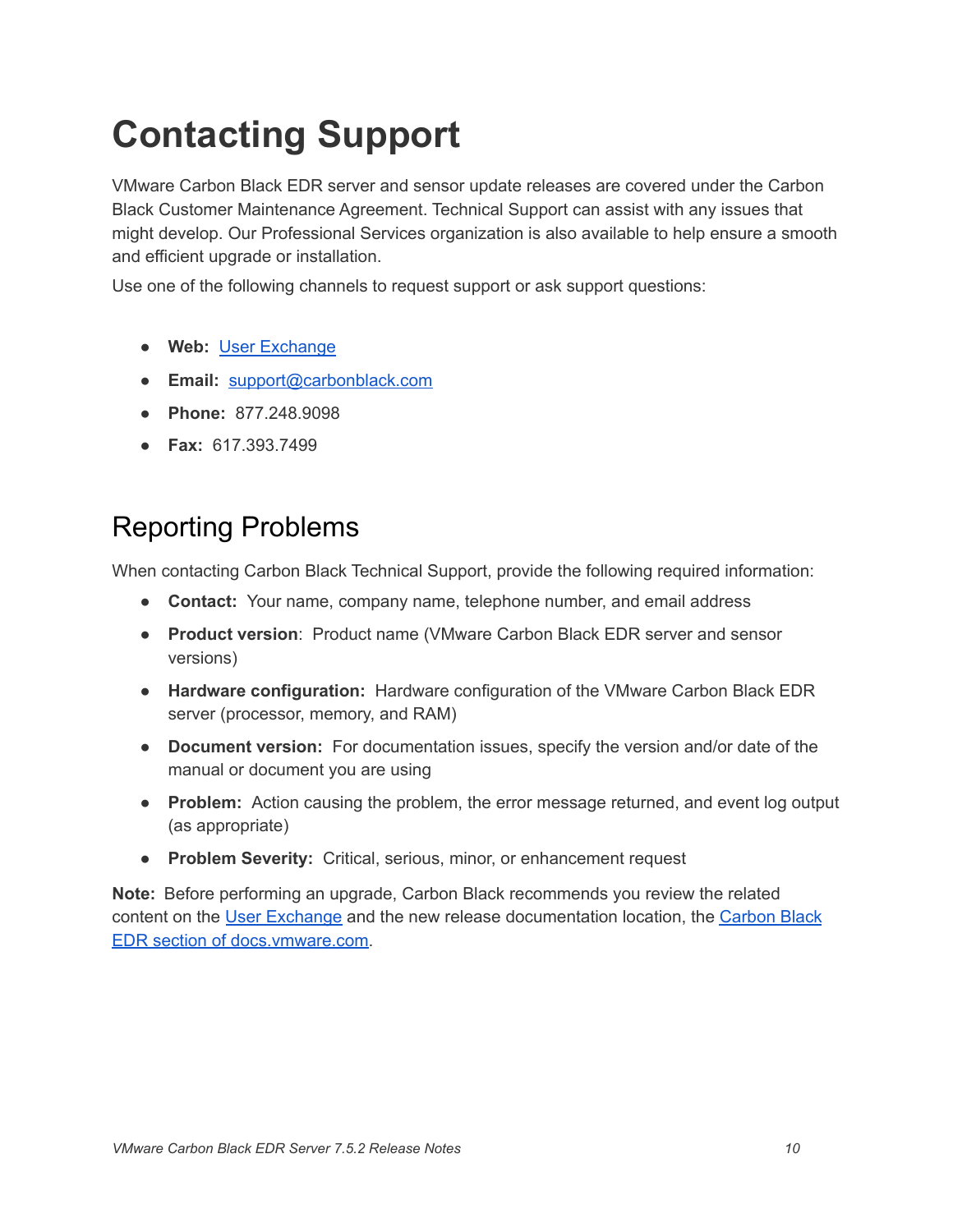# Contacting Support

VMware Carbon Black EDR server and sensor update releases are covered under the Carbon Black Customer Maintenance Agreement. Technical Support can assist with any issues that might develop. Our Professional Services organization is also available to help ensure a smooth and efficient upgrade or installation.

Use one of the following channels to request support or ask support questions:

- **Web:** User Exchange
- **Email:** support@carbonblack.com
- **Phone:** 877.248.9098
- **Fax:** 617.393.7499

## Reporting Problems

When contacting Carbon Black Technical Support, provide the following required information:

- **Contact:** Your name, company name, telephone number, and email address
- **Product version**: Product name (VMware Carbon Black EDR server and sensor versions)
- **Hardware configuration:** Hardware configuration of the VMware Carbon Black EDR server (processor, memory, and RAM)
- **Document version:** For documentation issues, specify the version and/or date of the manual or document you are using
- **Problem:** Action causing the problem, the error message returned, and event log output (as appropriate)
- **Problem Severity:** Critical, serious, minor, or enhancement request

**Note:** Before performing an upgrade, Carbon Black recommends you review the related content on the User Exchange and the new release documentation location, the Carbon Black EDR section of docs.vmware.com.